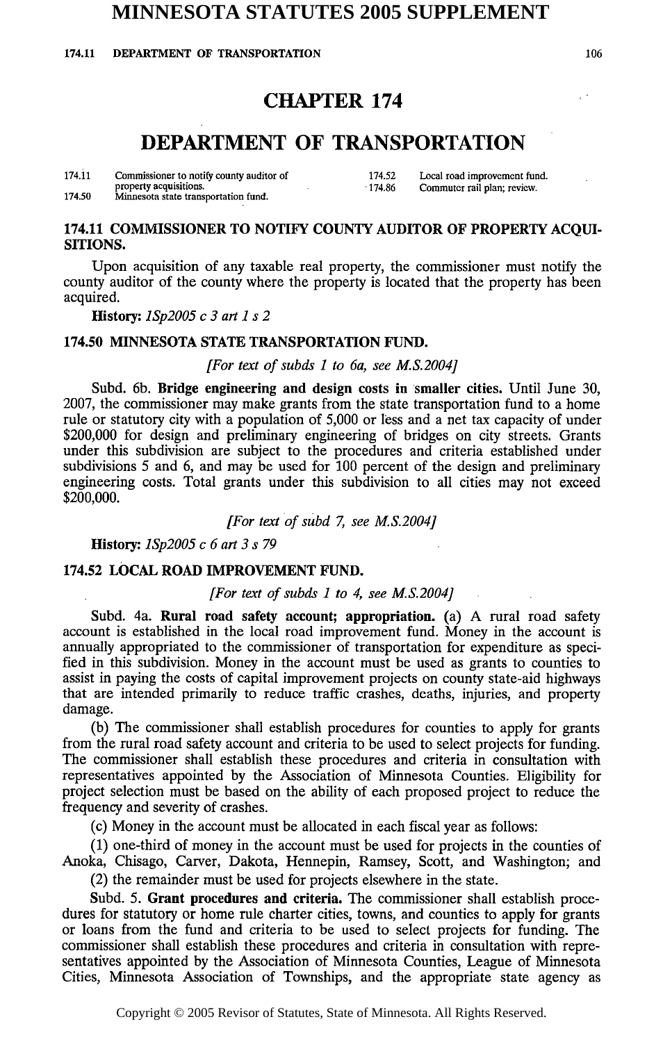# MINNESOTA STATUTES 2005 SUPPLEMENT

# CHAPTER 174

# DEPARTMENT OF TRANSPORTATION

| | | | |
|---|---|---|---|
| 174.11 | Commissioner to notify county auditor of property acquisitions. | 174.52 | Local road improvement fund. |
| 174.50 | Minnesota state transportation fund. | 174.86 | Commuter rail plan; review. |

### 174.11 COMMISSIONER TO NOTIFY COUNTY AUDITOR OF PROPERTY ACQUISITIONS.

Upon acquisition of any taxable real property, the commissioner must notify the county auditor of the county where the property is located that the property has been acquired.

**History:** *1Sp2005 c 3 art 1 s 2*

### 174.50 MINNESOTA STATE TRANSPORTATION FUND.

*[For text of subds 1 to 6a, see M.S.2004]*

Subd. 6b. **Bridge engineering and design costs in smaller cities.** Until June 30, 2007, the commissioner may make grants from the state transportation fund to a home rule or statutory city with a population of 5,000 or less and a net tax capacity of under $200,000 for design and preliminary engineering of bridges on city streets. Grants under this subdivision are subject to the procedures and criteria established under subdivisions 5 and 6, and may be used for 100 percent of the design and preliminary engineering costs. Total grants under this subdivision to all cities may not exceed $200,000.

*[For text of subd 7, see M.S.2004]*

**History:** *1Sp2005 c 6 art 3 s 79*

### 174.52 LOCAL ROAD IMPROVEMENT FUND.

*[For text of subds 1 to 4, see M.S.2004]*

Subd. 4a. **Rural road safety account; appropriation.** (a) A rural road safety account is established in the local road improvement fund. Money in the account is annually appropriated to the commissioner of transportation for expenditure as specified in this subdivision. Money in the account must be used as grants to counties to assist in paying the costs of capital improvement projects on county state-aid highways that are intended primarily to reduce traffic crashes, deaths, injuries, and property damage.

(b) The commissioner shall establish procedures for counties to apply for grants from the rural road safety account and criteria to be used to select projects for funding. The commissioner shall establish these procedures and criteria in consultation with representatives appointed by the Association of Minnesota Counties. Eligibility for project selection must be based on the ability of each proposed project to reduce the frequency and severity of crashes.

(c) Money in the account must be allocated in each fiscal year as follows:

(1) one-third of money in the account must be used for projects in the counties of Anoka, Chisago, Carver, Dakota, Hennepin, Ramsey, Scott, and Washington; and

(2) the remainder must be used for projects elsewhere in the state.

Subd. 5. **Grant procedures and criteria.** The commissioner shall establish procedures for statutory or home rule charter cities, towns, and counties to apply for grants or loans from the fund and criteria to be used to select projects for funding. The commissioner shall establish these procedures and criteria in consultation with representatives appointed by the Association of Minnesota Counties, League of Minnesota Cities, Minnesota Association of Townships, and the appropriate state agency as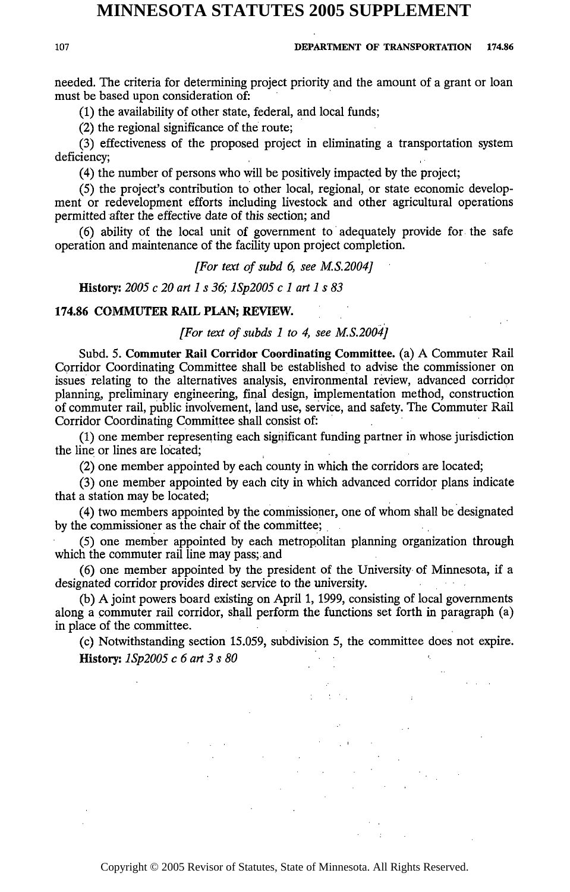needed. The criteria for determining project priority and the amount of a grant or loan must be based upon consideration of:

(1) the availability of other state, federal, and local funds;

(2) the regional significance of the route;

(3) effectiveness of the proposed project in eliminating a transportation system deficiency;

(4) the number of persons who will be positively impacted by the project;

(5) the project's contribution to other local, regional, or state economic development or redevelopment efforts including livestock and other agricultural operations permitted after the effective date of this section; and

(6) ability of the local unit of government to adequately provide for the safe operation and maintenance of the facility upon project completion.

*[For text of subd 6, see M.S.2004]*

**History:** *2005 c 20 art 1 s 36; 1Sp2005 c 1 art 1 s 83*

**174.86 COMMUTER RAIL PLAN; REVIEW.**

*[For text of subds 1 to 4, see M.S.2004]*

Subd. 5. **Commuter Rail Corridor Coordinating Committee.** (a) A Commuter Rail Corridor Coordinating Committee shall be established to advise the commissioner on issues relating to the alternatives analysis, environmental review, advanced corridor planning, preliminary engineering, final design, implementation method, construction of commuter rail, public involvement, land use, service, and safety. The Commuter Rail Corridor Coordinating Committee shall consist of:

(1) one member representing each significant funding partner in whose jurisdiction the line or lines are located;

(2) one member appointed by each county in which the corridors are located;

(3) one member appointed by each city in which advanced corridor plans indicate that a station may be located;

(4) two members appointed by the commissioner, one of whom shall be designated by the commissioner as the chair of the committee;

(5) one member appointed by each metropolitan planning organization through which the commuter rail line may pass; and

(6) one member appointed by the president of the University of Minnesota, if a designated corridor provides direct service to the university.

(b) A joint powers board existing on April 1, 1999, consisting of local governments along a commuter rail corridor, shall perform the functions set forth in paragraph (a) in place of the committee.

(c) Notwithstanding section 15.059, subdivision 5, the committee does not expire.

**History:** *1Sp2005 c 6 art 3 s 80*